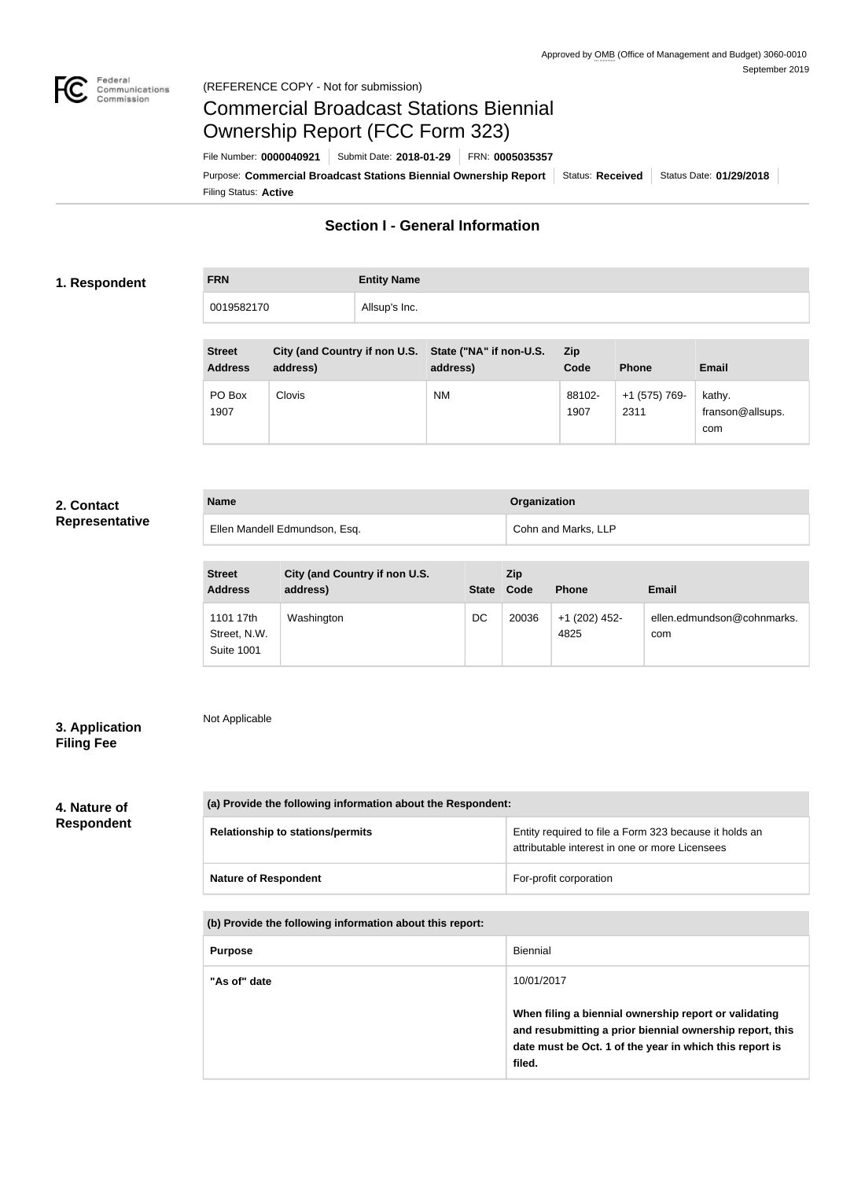Approved by OMB (Office of Management and Budget) 3060-0010
September 2019

(REFERENCE COPY - Not for submission)

# Commercial Broadcast Stations Biennial Ownership Report (FCC Form 323)

File Number: **0000040921** | Submit Date: **2018-01-29** | FRN: **0005035357**

Purpose: **Commercial Broadcast Stations Biennial Ownership Report** | Status: **Received** | Status Date: **01/29/2018**

Filing Status: **Active**

## Section I - General Information

### 1. Respondent

| FRN | Entity Name |
|---|---|
| 0019582170 | Allsup's Inc. |

| Street Address | City (and Country if non U.S. address) | State ("NA" if non-U.S. address) | Zip Code | Phone | Email |
|---|---|---|---|---|---|
| PO Box 1907 | Clovis | NM | 88102-1907 | +1 (575) 769-2311 | kathy.franson@allsups.com |

### 2. Contact Representative

| Name | Organization |
|---|---|
| Ellen Mandell Edmundson, Esq. | Cohn and Marks, LLP |

| Street Address | City (and Country if non U.S. address) | State | Zip Code | Phone | Email |
|---|---|---|---|---|---|
| 1101 17th Street, N.W. Suite 1001 | Washington | DC | 20036 | +1 (202) 452-4825 | ellen.edmundson@cohnmarks.com |

### 3. Application Filing Fee

Not Applicable

### 4. Nature of Respondent

| (a) Provide the following information about the Respondent: | |
|---|---|
| Relationship to stations/permits | Entity required to file a Form 323 because it holds an attributable interest in one or more Licensees |
| Nature of Respondent | For-profit corporation |

| (b) Provide the following information about this report: | |
|---|---|
| Purpose | Biennial |
| "As of" date | 10/01/2017<br><br>**When filing a biennial ownership report or validating and resubmitting a prior biennial ownership report, this date must be Oct. 1 of the year in which this report is filed.** |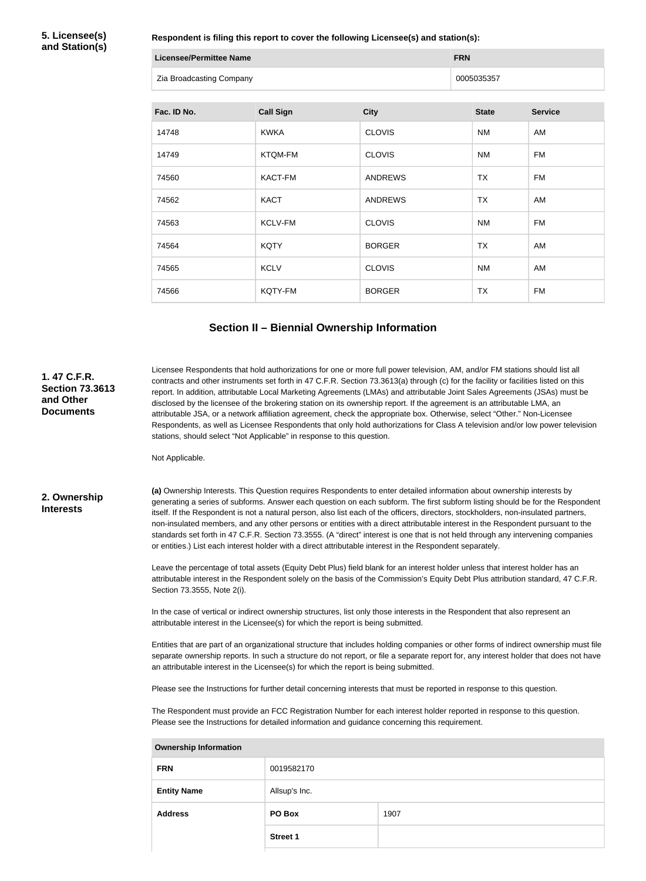**5. Licensee(s) and Station(s)**

**Respondent is filing this report to cover the following Licensee(s) and station(s):**

| Licensee/Permittee Name | FRN |
|---|---|
| Zia Broadcasting Company | 0005035357 |

| Fac. ID No. | Call Sign | City | State | Service |
|---|---|---|---|---|
| 14748 | KWKA | CLOVIS | NM | AM |
| 14749 | KTQM-FM | CLOVIS | NM | FM |
| 74560 | KACT-FM | ANDREWS | TX | FM |
| 74562 | KACT | ANDREWS | TX | AM |
| 74563 | KCLV-FM | CLOVIS | NM | FM |
| 74564 | KQTY | BORGER | TX | AM |
| 74565 | KCLV | CLOVIS | NM | AM |
| 74566 | KQTY-FM | BORGER | TX | FM |

## Section II – Biennial Ownership Information

**1. 47 C.F.R. Section 73.3613 and Other Documents**

Licensee Respondents that hold authorizations for one or more full power television, AM, and/or FM stations should list all contracts and other instruments set forth in 47 C.F.R. Section 73.3613(a) through (c) for the facility or facilities listed on this report. In addition, attributable Local Marketing Agreements (LMAs) and attributable Joint Sales Agreements (JSAs) must be disclosed by the licensee of the brokering station on its ownership report. If the agreement is an attributable LMA, an attributable JSA, or a network affiliation agreement, check the appropriate box. Otherwise, select "Other." Non-Licensee Respondents, as well as Licensee Respondents that only hold authorizations for Class A television and/or low power television stations, should select "Not Applicable" in response to this question.

Not Applicable.

**2. Ownership Interests**

**(a)** Ownership Interests. This Question requires Respondents to enter detailed information about ownership interests by generating a series of subforms. Answer each question on each subform. The first subform listing should be for the Respondent itself. If the Respondent is not a natural person, also list each of the officers, directors, stockholders, non-insulated partners, non-insulated members, and any other persons or entities with a direct attributable interest in the Respondent pursuant to the standards set forth in 47 C.F.R. Section 73.3555. (A "direct" interest is one that is not held through any intervening companies or entities.) List each interest holder with a direct attributable interest in the Respondent separately.

Leave the percentage of total assets (Equity Debt Plus) field blank for an interest holder unless that interest holder has an attributable interest in the Respondent solely on the basis of the Commission's Equity Debt Plus attribution standard, 47 C.F.R. Section 73.3555, Note 2(i).

In the case of vertical or indirect ownership structures, list only those interests in the Respondent that also represent an attributable interest in the Licensee(s) for which the report is being submitted.

Entities that are part of an organizational structure that includes holding companies or other forms of indirect ownership must file separate ownership reports. In such a structure do not report, or file a separate report for, any interest holder that does not have an attributable interest in the Licensee(s) for which the report is being submitted.

Please see the Instructions for further detail concerning interests that must be reported in response to this question.

The Respondent must provide an FCC Registration Number for each interest holder reported in response to this question. Please see the Instructions for detailed information and guidance concerning this requirement.

| Ownership Information | | |
|---|---|---|
| FRN | 0019582170 | |
| Entity Name | Allsup's Inc. | |
| Address | PO Box | 1907 |
| | Street 1 | |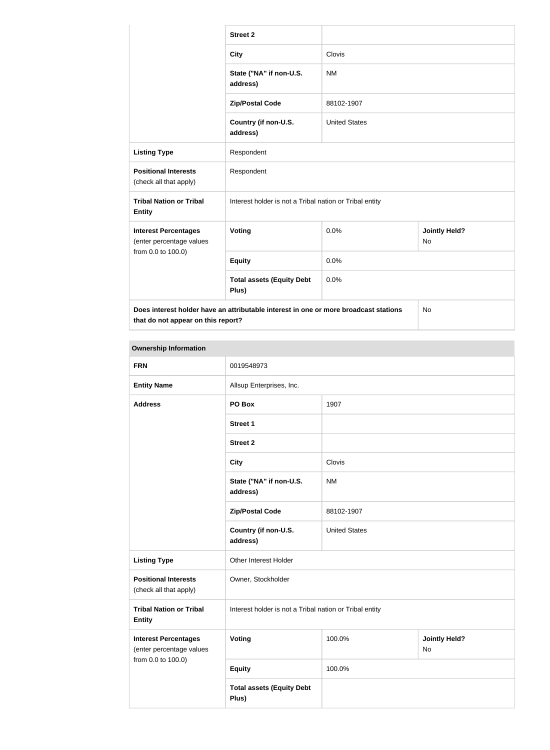| | | | |
|---|---|---|---|
| | **Street 2** | | |
| | **City** | Clovis | |
| | **State ("NA" if non-U.S. address)** | NM | |
| | **Zip/Postal Code** | 88102-1907 | |
| | **Country (if non-U.S. address)** | United States | |
| **Listing Type** | Respondent | | |
| **Positional Interests** (check all that apply) | Respondent | | |
| **Tribal Nation or Tribal Entity** | Interest holder is not a Tribal nation or Tribal entity | | |
| **Interest Percentages** (enter percentage values from 0.0 to 100.0) | **Voting** | 0.0% | **Jointly Held?** No |
| | **Equity** | 0.0% | |
| | **Total assets (Equity Debt Plus)** | 0.0% | |
| **Does interest holder have an attributable interest in one or more broadcast stations that do not appear on this report?** | | | No |

| **Ownership Information** | | | |
|---|---|---|---|
| **FRN** | 0019548973 | | |
| **Entity Name** | Allsup Enterprises, Inc. | | |
| **Address** | **PO Box** | 1907 | |
| | **Street 1** | | |
| | **Street 2** | | |
| | **City** | Clovis | |
| | **State ("NA" if non-U.S. address)** | NM | |
| | **Zip/Postal Code** | 88102-1907 | |
| | **Country (if non-U.S. address)** | United States | |
| **Listing Type** | Other Interest Holder | | |
| **Positional Interests** (check all that apply) | Owner, Stockholder | | |
| **Tribal Nation or Tribal Entity** | Interest holder is not a Tribal nation or Tribal entity | | |
| **Interest Percentages** (enter percentage values from 0.0 to 100.0) | **Voting** | 100.0% | **Jointly Held?** No |
| | **Equity** | 100.0% | |
| | **Total assets (Equity Debt Plus)** | | |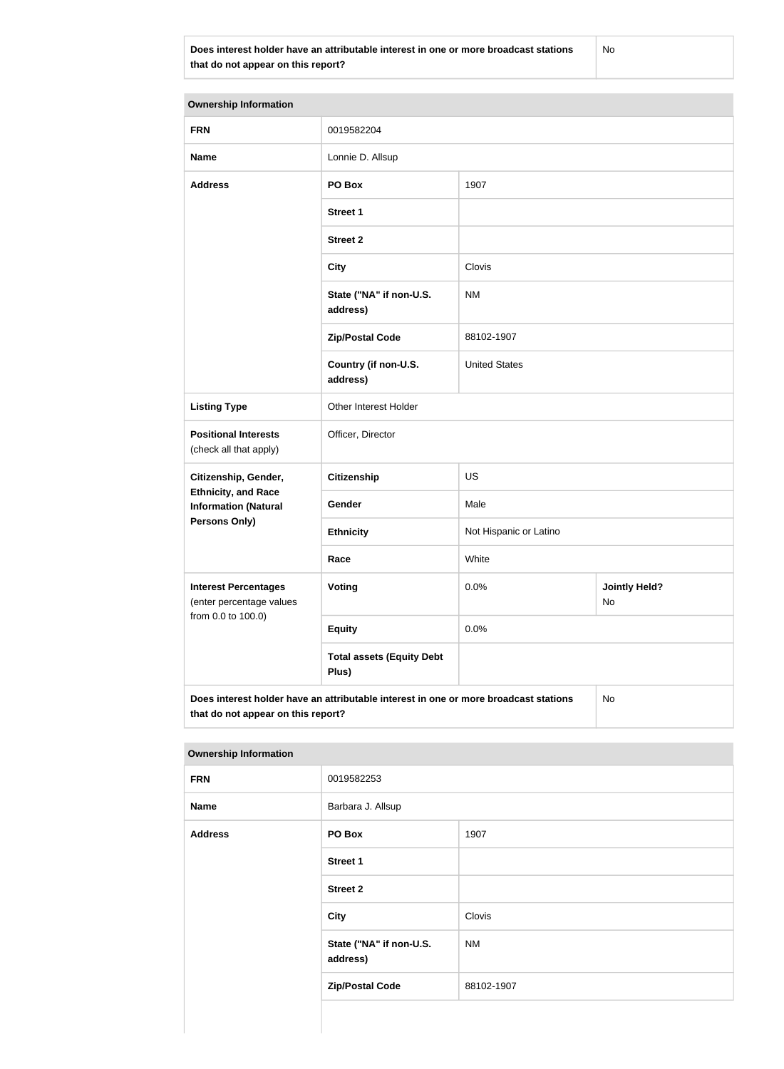| Does interest holder have an attributable interest in one or more broadcast stations that do not appear on this report? | No |
|---|---|

| Ownership Information | | | |
|---|---|---|---|
| **FRN** | 0019582204 | | |
| **Name** | Lonnie D. Allsup | | |
| **Address** | **PO Box** | 1907 | |
| | **Street 1** | | |
| | **Street 2** | | |
| | **City** | Clovis | |
| | **State ("NA" if non-U.S. address)** | NM | |
| | **Zip/Postal Code** | 88102-1907 | |
| | **Country (if non-U.S. address)** | United States | |
| **Listing Type** | Other Interest Holder | | |
| **Positional Interests** (check all that apply) | Officer, Director | | |
| **Citizenship, Gender, Ethnicity, and Race Information (Natural Persons Only)** | **Citizenship** | US | |
| | **Gender** | Male | |
| | **Ethnicity** | Not Hispanic or Latino | |
| | **Race** | White | |
| **Interest Percentages** (enter percentage values from 0.0 to 100.0) | **Voting** | 0.0% | **Jointly Held?** No |
| | **Equity** | 0.0% | |
| | **Total assets (Equity Debt Plus)** | | |
| **Does interest holder have an attributable interest in one or more broadcast stations that do not appear on this report?** | | | No |

| Ownership Information | | |
|---|---|---|
| **FRN** | 0019582253 | |
| **Name** | Barbara J. Allsup | |
| **Address** | **PO Box** | 1907 |
| | **Street 1** | |
| | **Street 2** | |
| | **City** | Clovis |
| | **State ("NA" if non-U.S. address)** | NM |
| | **Zip/Postal Code** | 88102-1907 |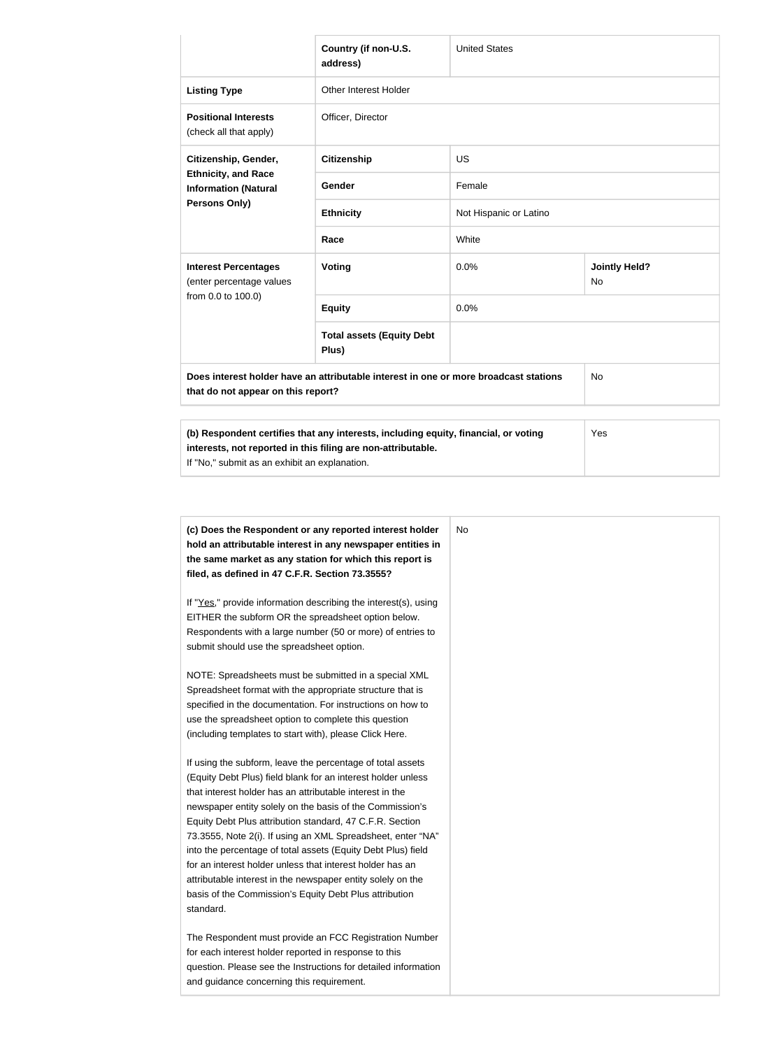| | | | |
|---|---|---|---|
| | **Country (if non-U.S. address)** | United States | |
| **Listing Type** | Other Interest Holder | | |
| **Positional Interests** (check all that apply) | Officer, Director | | |
| **Citizenship, Gender, Ethnicity, and Race Information (Natural Persons Only)** | **Citizenship** | US | |
| | **Gender** | Female | |
| | **Ethnicity** | Not Hispanic or Latino | |
| | **Race** | White | |
| **Interest Percentages** (enter percentage values from 0.0 to 100.0) | **Voting** | 0.0% | **Jointly Held?** No |
| | **Equity** | 0.0% | |
| | **Total assets (Equity Debt Plus)** | | |
| **Does interest holder have an attributable interest in one or more broadcast stations that do not appear on this report?** | | | No |

| | |
|---|---|
| **(b) Respondent certifies that any interests, including equity, financial, or voting interests, not reported in this filing are non-attributable.** If "No," submit as an exhibit an explanation. | Yes |

| | |
|---|---|
| **(c) Does the Respondent or any reported interest holder hold an attributable interest in any newspaper entities in the same market as any station for which this report is filed, as defined in 47 C.F.R. Section 73.3555?**<br><br>If "Yes," provide information describing the interest(s), using EITHER the subform OR the spreadsheet option below. Respondents with a large number (50 or more) of entries to submit should use the spreadsheet option.<br><br>NOTE: Spreadsheets must be submitted in a special XML Spreadsheet format with the appropriate structure that is specified in the documentation. For instructions on how to use the spreadsheet option to complete this question (including templates to start with), please Click Here.<br><br>If using the subform, leave the percentage of total assets (Equity Debt Plus) field blank for an interest holder unless that interest holder has an attributable interest in the newspaper entity solely on the basis of the Commission's Equity Debt Plus attribution standard, 47 C.F.R. Section 73.3555, Note 2(i). If using an XML Spreadsheet, enter "NA" into the percentage of total assets (Equity Debt Plus) field for an interest holder unless that interest holder has an attributable interest in the newspaper entity solely on the basis of the Commission's Equity Debt Plus attribution standard.<br><br>The Respondent must provide an FCC Registration Number for each interest holder reported in response to this question. Please see the Instructions for detailed information and guidance concerning this requirement. | No |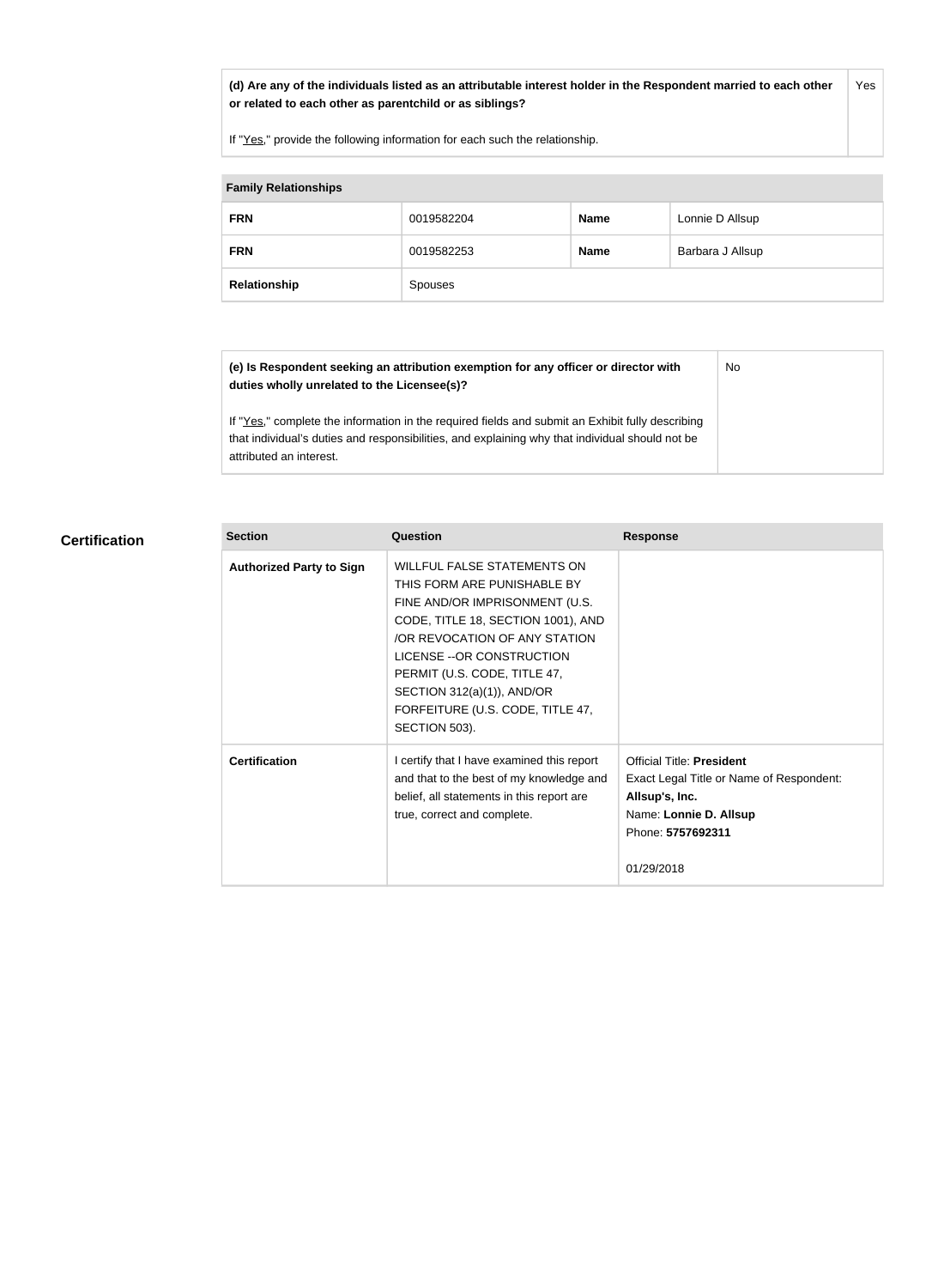| | |
|---|---|
| **(d) Are any of the individuals listed as an attributable interest holder in the Respondent married to each other or related to each other as parentchild or as siblings?**<br><br>If "Yes," provide the following information for each such the relationship. | Yes |

**Family Relationships**

| | | | |
|---|---|---|---|
| **FRN** | 0019582204 | **Name** | Lonnie D Allsup |
| **FRN** | 0019582253 | **Name** | Barbara J Allsup |
| **Relationship** | Spouses | | |

| | |
|---|---|
| **(e) Is Respondent seeking an attribution exemption for any officer or director with duties wholly unrelated to the Licensee(s)?**<br><br>If "Yes," complete the information in the required fields and submit an Exhibit fully describing that individual's duties and responsibilities, and explaining why that individual should not be attributed an interest. | No |

## Certification

| Section | Question | Response |
|---|---|---|
| **Authorized Party to Sign** | WILLFUL FALSE STATEMENTS ON THIS FORM ARE PUNISHABLE BY FINE AND/OR IMPRISONMENT (U.S. CODE, TITLE 18, SECTION 1001), AND /OR REVOCATION OF ANY STATION LICENSE --OR CONSTRUCTION PERMIT (U.S. CODE, TITLE 47, SECTION 312(a)(1)), AND/OR FORFEITURE (U.S. CODE, TITLE 47, SECTION 503). | |
| **Certification** | I certify that I have examined this report and that to the best of my knowledge and belief, all statements in this report are true, correct and complete. | Official Title: **President**<br>Exact Legal Title or Name of Respondent: **Allsup's, Inc.**<br>Name: **Lonnie D. Allsup**<br>Phone: **5757692311**<br><br>01/29/2018 |